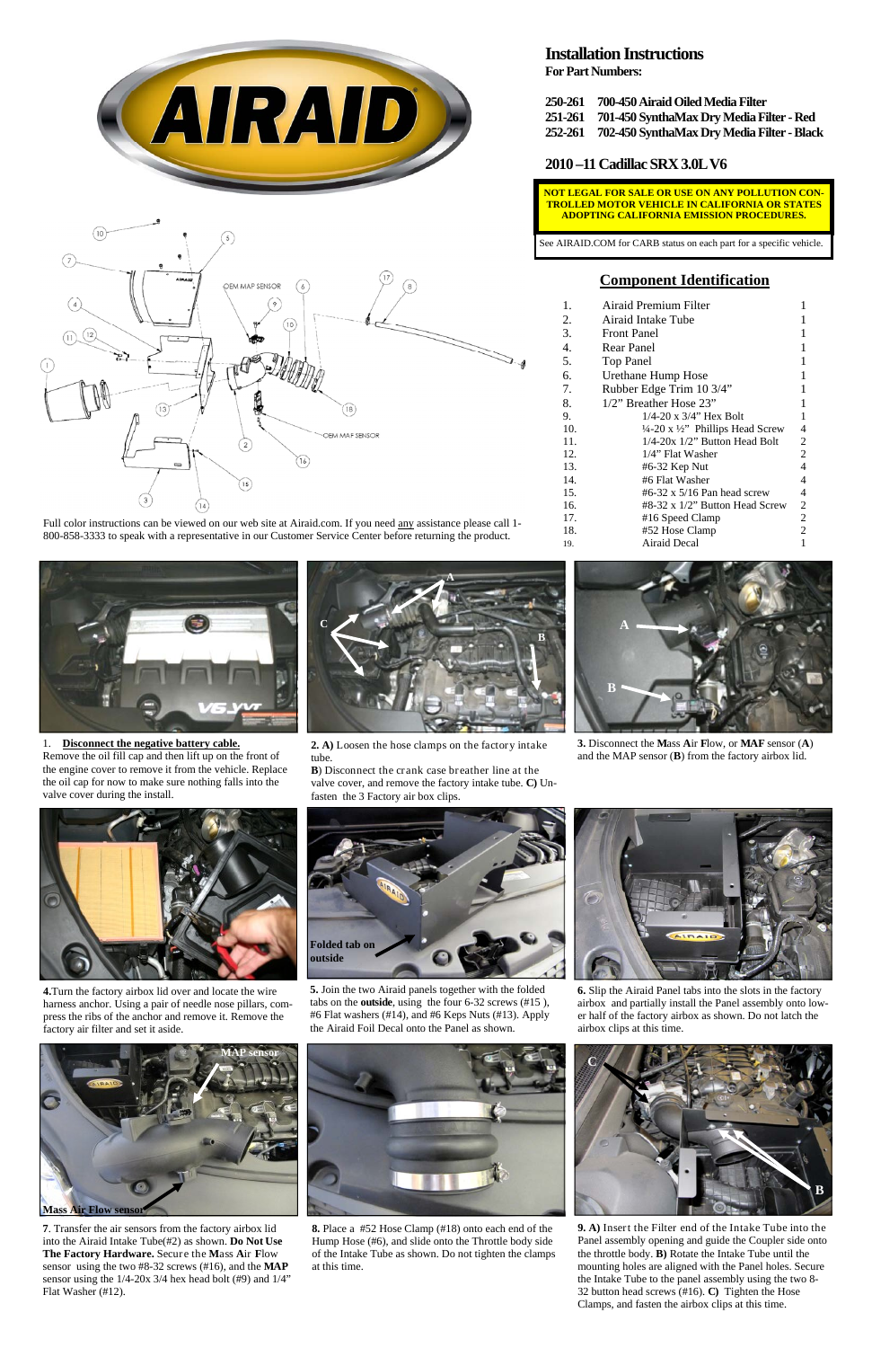# Installation Instructions

**For Part Numbers:**

**250-261 700-450 Airaid Oiled Media Filter**
**251-261 701-450 SynthaMax Dry Media Filter - Red**
**252-261 702-450 SynthaMax Dry Media Filter - Black**

## 2010 –11 Cadillac SRX 3.0L V6

**NOT LEGAL FOR SALE OR USE ON ANY POLLUTION CONTROLLED MOTOR VEHICLE IN CALIFORNIA OR STATES ADOPTING CALIFORNIA EMISSION PROCEDURES.**

See AIRAID.COM for CARB status on each part for a specific vehicle.

## Component Identification

| | Component | Qty |
|---|---|---|
| 1. | Airaid Premium Filter | 1 |
| 2. | Airaid Intake Tube | 1 |
| 3. | Front Panel | 1 |
| 4. | Rear Panel | 1 |
| 5. | Top Panel | 1 |
| 6. | Urethane Hump Hose | 1 |
| 7. | Rubber Edge Trim 10 3/4" | 1 |
| 8. | 1/2" Breather Hose 23" | 1 |
| 9. | 1/4-20 x 3/4" Hex Bolt | 1 |
| 10. | ¼-20 x ½" Phillips Head Screw | 4 |
| 11. | 1/4-20x 1/2" Button Head Bolt | 2 |
| 12. | 1/4" Flat Washer | 2 |
| 13. | #6-32 Kep Nut | 4 |
| 14. | #6 Flat Washer | 4 |
| 15. | #6-32 x 5/16 Pan head screw | 4 |
| 16. | #8-32 x 1/2" Button Head Screw | 2 |
| 17. | #16 Speed Clamp | 2 |
| 18. | #52 Hose Clamp | 2 |
| 19. | Airaid Decal | 1 |

Full color instructions can be viewed on our web site at Airaid.com. If you need any assistance please call 1-800-858-3333 to speak with a representative in our Customer Service Center before returning the product.

1. **Disconnect the negative battery cable.** Remove the oil fill cap and then lift up on the front of the engine cover to remove it from the vehicle. Replace the oil cap for now to make sure nothing falls into the valve cover during the install.

**2. A)** Loosen the hose clamps on the factory intake tube.
**B**) Disconnect the crank case breather line at the valve cover, and remove the factory intake tube. **C)** Unfasten the 3 Factory air box clips.

**3.** Disconnect the **M**ass **A**ir **F**low, or **MAF** sensor (**A**) and the MAP sensor (**B**) from the factory airbox lid.

**4.** Turn the factory airbox lid over and locate the wire harness anchor. Using a pair of needle nose pillars, compress the ribs of the anchor and remove it. Remove the factory air filter and set it aside.

**5.** Join the two Airaid panels together with the folded tabs on the **outside**, using the four 6-32 screws (#15 ), #6 Flat washers (#14), and #6 Keps Nuts (#13). Apply the Airaid Foil Decal onto the Panel as shown.

**6.** Slip the Airaid Panel tabs into the slots in the factory airbox and partially install the Panel assembly onto lower half of the factory airbox as shown. Do not latch the airbox clips at this time.

**7**. Transfer the air sensors from the factory airbox lid into the Airaid Intake Tube(#2) as shown. **Do Not Use The Factory Hardware.** Secure the **M**ass **A**ir **F**low sensor using the two #8-32 screws (#16), and the **MAP** sensor using the 1/4-20x 3/4 hex head bolt (#9) and 1/4" Flat Washer (#12).

**8.** Place a #52 Hose Clamp (#18) onto each end of the Hump Hose (#6), and slide onto the Throttle body side of the Intake Tube as shown. Do not tighten the clamps at this time.

**9. A)** Insert the Filter end of the Intake Tube into the Panel assembly opening and guide the Coupler side onto the throttle body. **B)** Rotate the Intake Tube until the mounting holes are aligned with the Panel holes. Secure the Intake Tube to the panel assembly using the two 8-32 button head screws (#16). **C)** Tighten the Hose Clamps, and fasten the airbox clips at this time.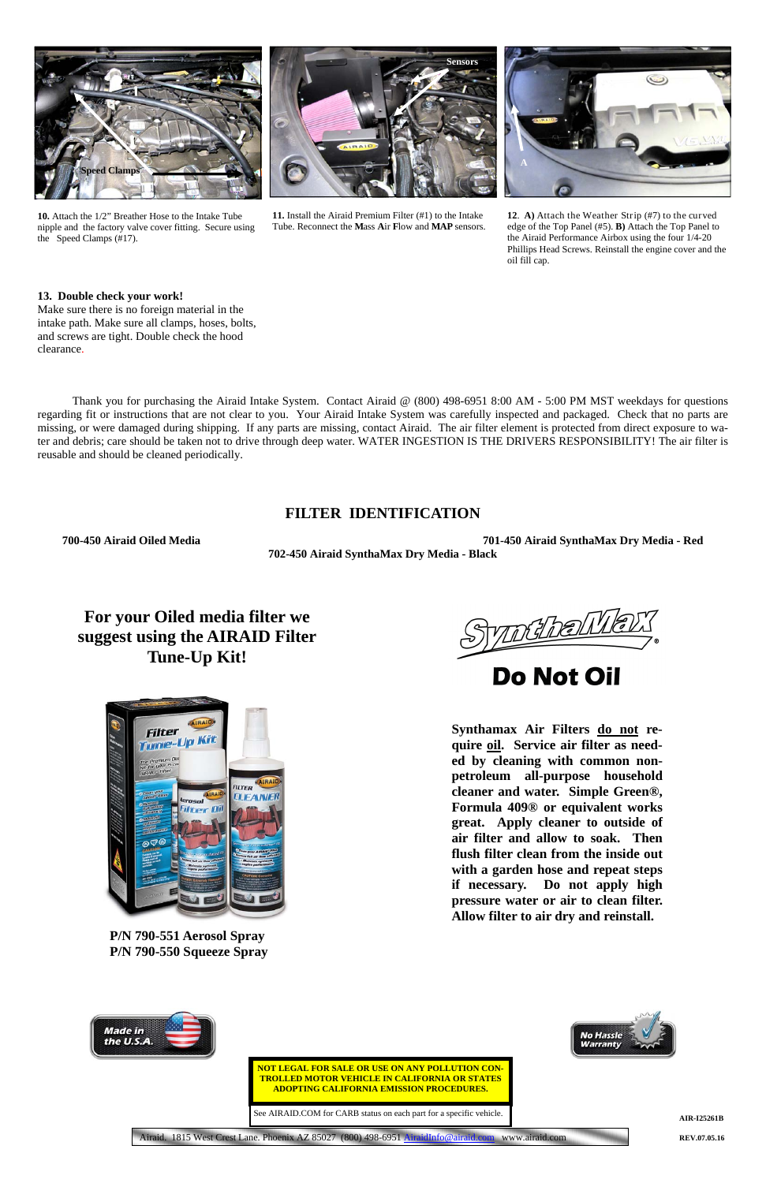**10.** Attach the 1/2" Breather Hose to the Intake Tube nipple and the factory valve cover fitting. Secure using the Speed Clamps (#17).

**11.** Install the Airaid Premium Filter (#1) to the Intake Tube. Reconnect the **M**ass **A**ir **F**low and **MAP** sensors.

**12**. **A)** Attach the Weather Strip (#7) to the curved edge of the Top Panel (#5). **B)** Attach the Top Panel to the Airaid Performance Airbox using the four 1/4-20 Phillips Head Screws. Reinstall the engine cover and the oil fill cap.

**13. Double check your work!**
Make sure there is no foreign material in the intake path. Make sure all clamps, hoses, bolts, and screws are tight. Double check the hood clearance.

Thank you for purchasing the Airaid Intake System. Contact Airaid @ (800) 498-6951 8:00 AM - 5:00 PM MST weekdays for questions regarding fit or instructions that are not clear to you. Your Airaid Intake System was carefully inspected and packaged. Check that no parts are missing, or were damaged during shipping. If any parts are missing, contact Airaid. The air filter element is protected from direct exposure to water and debris; care should be taken not to drive through deep water. WATER INGESTION IS THE DRIVERS RESPONSIBILITY! The air filter is reusable and should be cleaned periodically.

## FILTER IDENTIFICATION

**700-450 Airaid Oiled Media**

**701-450 Airaid SynthaMax Dry Media - Red**

**702-450 Airaid SynthaMax Dry Media - Black**

### For your Oiled media filter we suggest using the AIRAID Filter Tune-Up Kit!

**P/N 790-551 Aerosol Spray**
**P/N 790-550 Squeeze Spray**

SynthaMax

## Do Not Oil

**Synthamax Air Filters do not require oil. Service air filter as needed by cleaning with common non-petroleum all-purpose household cleaner and water. Simple Green®, Formula 409® or equivalent works great. Apply cleaner to outside of air filter and allow to soak. Then flush filter clean from the inside out with a garden hose and repeat steps if necessary. Do not apply high pressure water or air to clean filter. Allow filter to air dry and reinstall.**

Made in the U.S.A.

No Hassle Warranty

**NOT LEGAL FOR SALE OR USE ON ANY POLLUTION CONTROLLED MOTOR VEHICLE IN CALIFORNIA OR STATES ADOPTING CALIFORNIA EMISSION PROCEDURES.**

See AIRAID.COM for CARB status on each part for a specific vehicle.

Airaid. 1815 West Crest Lane. Phoenix AZ 85027 (800) 498-6951 AiraidInfo@airaid.com www.airaid.com

**AIR-I25261B**

**REV.07.05.16**